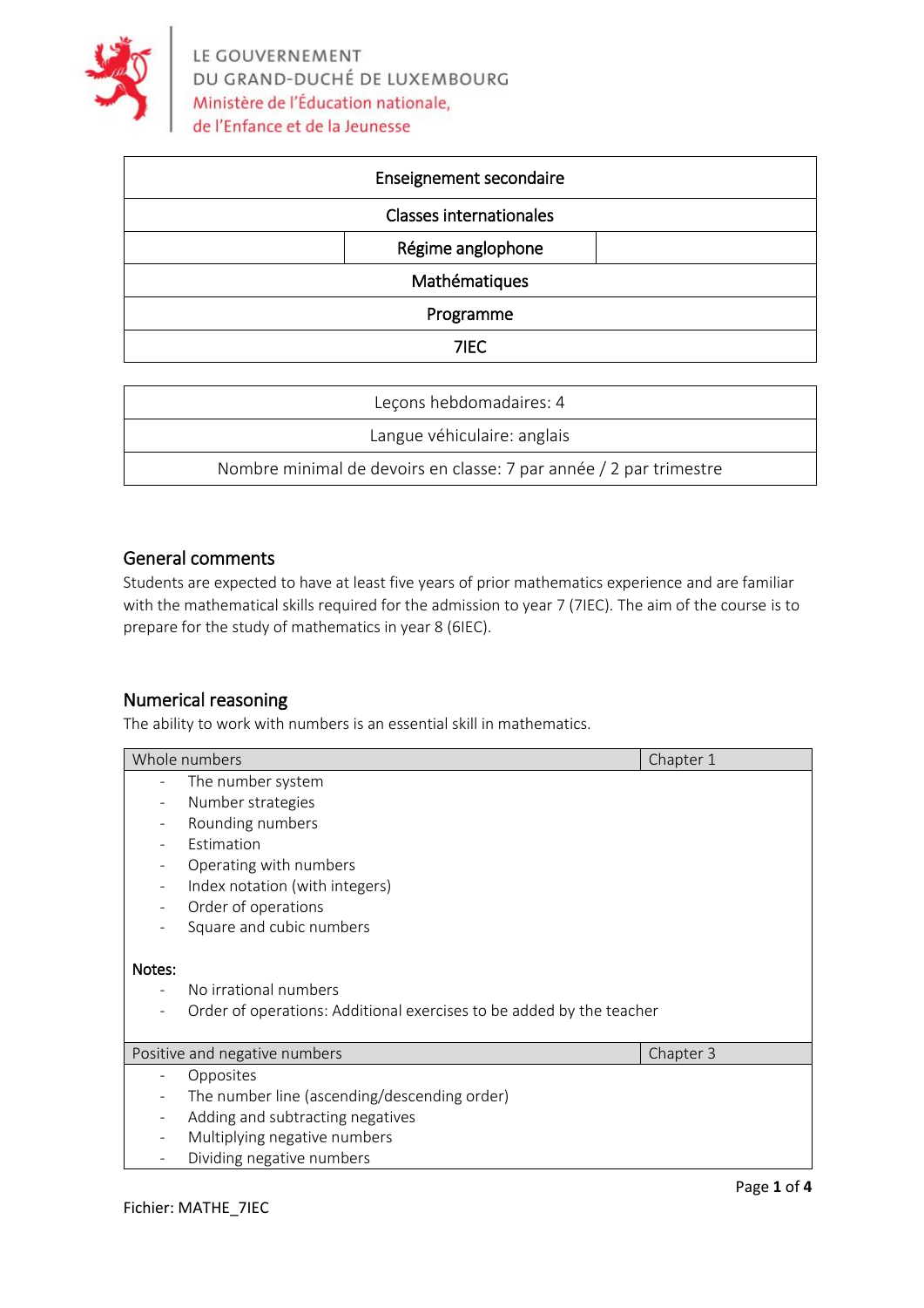LE GOUVERNEMENT
DU GRAND-DUCHÉ DE LUXEMBOURG
Ministère de l'Éducation nationale,
de l'Enfance et de la Jeunesse

| Enseignement secondaire |
|---|
| Classes internationales |
| Régime anglophone |
| Mathématiques |
| Programme |
| 7IEC |

| Leçons hebdomadaires: 4 |
|---|
| Langue véhiculaire: anglais |
| Nombre minimal de devoirs en classe: 7 par année / 2 par trimestre |

## General comments

Students are expected to have at least five years of prior mathematics experience and are familiar with the mathematical skills required for the admission to year 7 (7IEC). The aim of the course is to prepare for the study of mathematics in year 8 (6IEC).

## Numerical reasoning

The ability to work with numbers is an essential skill in mathematics.

| Whole numbers | Chapter 1 |
|---|---|
| - The number system<br>- Number strategies<br>- Rounding numbers<br>- Estimation<br>- Operating with numbers<br>- Index notation (with integers)<br>- Order of operations<br>- Square and cubic numbers<br><br>Notes:<br>- No irrational numbers<br>- Order of operations: Additional exercises to be added by the teacher | |
| **Positive and negative numbers** | **Chapter 3** |
| - Opposites<br>- The number line (ascending/descending order)<br>- Adding and subtracting negatives<br>- Multiplying negative numbers<br>- Dividing negative numbers | |

Fichier: MATHE_7IEC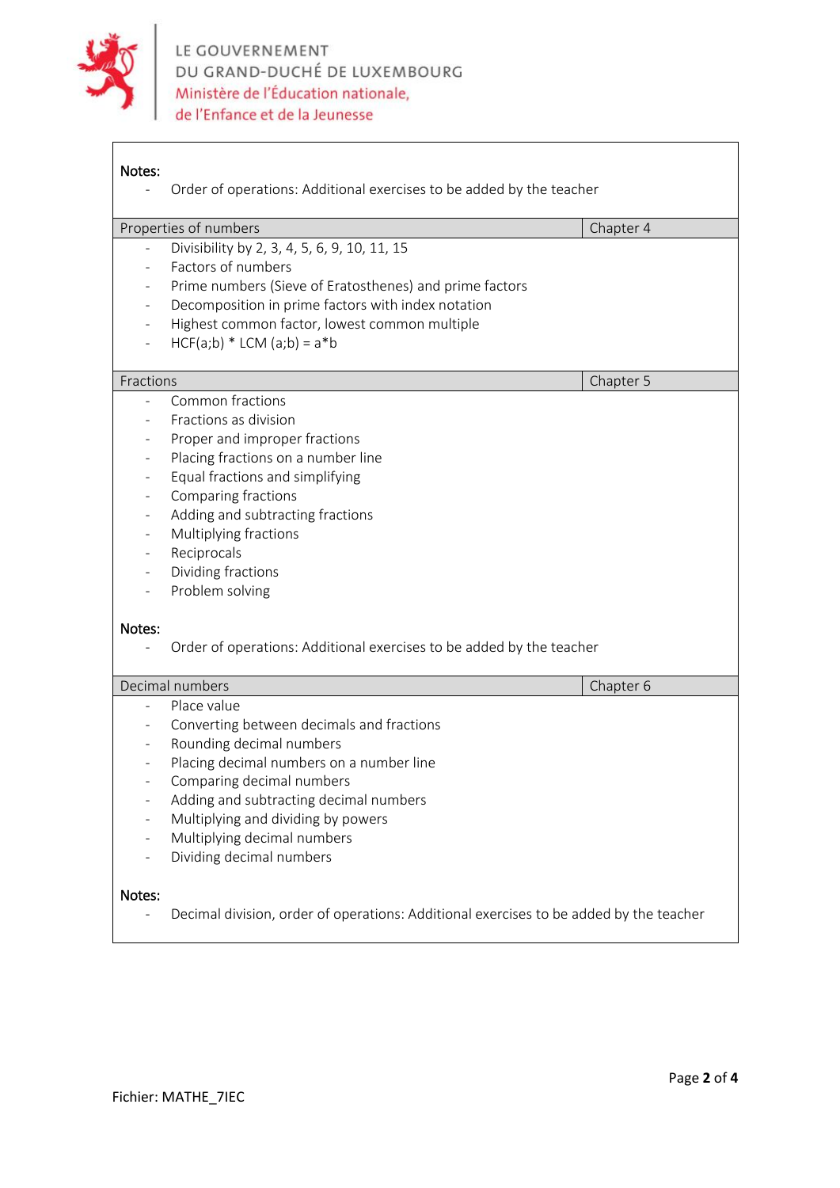**Notes:**

- Order of operations: Additional exercises to be added by the teacher

| Properties of numbers | Chapter 4 |
|---|---|

- Divisibility by 2, 3, 4, 5, 6, 9, 10, 11, 15
- Factors of numbers
- Prime numbers (Sieve of Eratosthenes) and prime factors
- Decomposition in prime factors with index notation
- Highest common factor, lowest common multiple
- HCF(a;b) * LCM (a;b) = a*b

| Fractions | Chapter 5 |
|---|---|

- Common fractions
- Fractions as division
- Proper and improper fractions
- Placing fractions on a number line
- Equal fractions and simplifying
- Comparing fractions
- Adding and subtracting fractions
- Multiplying fractions
- Reciprocals
- Dividing fractions
- Problem solving

**Notes:**

- Order of operations: Additional exercises to be added by the teacher

| Decimal numbers | Chapter 6 |
|---|---|

- Place value
- Converting between decimals and fractions
- Rounding decimal numbers
- Placing decimal numbers on a number line
- Comparing decimal numbers
- Adding and subtracting decimal numbers
- Multiplying and dividing by powers
- Multiplying decimal numbers
- Dividing decimal numbers

**Notes:**

- Decimal division, order of operations: Additional exercises to be added by the teacher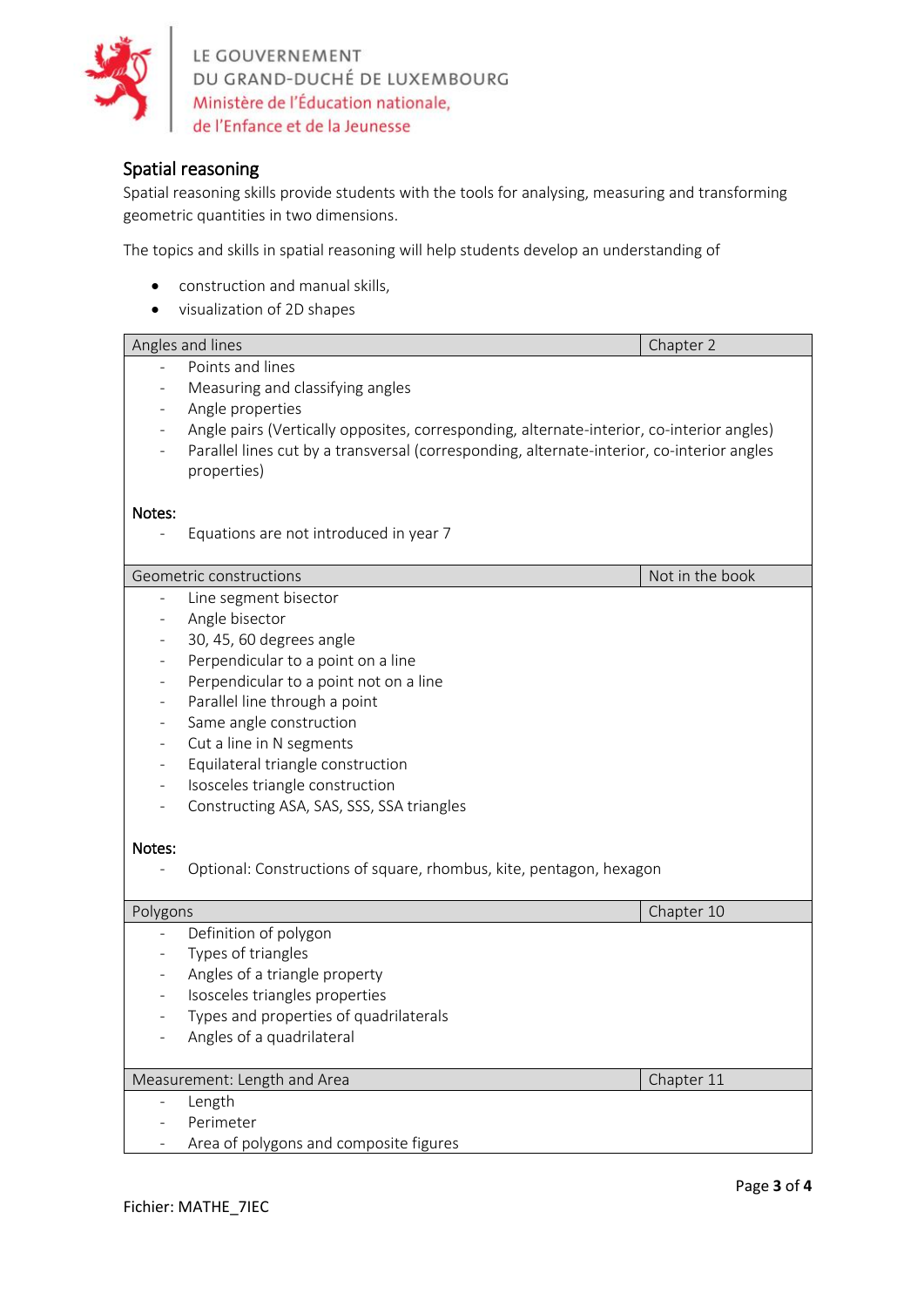## Spatial reasoning

Spatial reasoning skills provide students with the tools for analysing, measuring and transforming geometric quantities in two dimensions.

The topics and skills in spatial reasoning will help students develop an understanding of

- construction and manual skills,
- visualization of 2D shapes

| Angles and lines | Chapter 2 |
|---|---|
| - Points and lines<br>- Measuring and classifying angles<br>- Angle properties<br>- Angle pairs (Vertically opposites, corresponding, alternate-interior, co-interior angles)<br>- Parallel lines cut by a transversal (corresponding, alternate-interior, co-interior angles properties)<br><br>**Notes:**<br>- Equations are not introduced in year 7 | |
| **Geometric constructions** | **Not in the book** |
| - Line segment bisector<br>- Angle bisector<br>- 30, 45, 60 degrees angle<br>- Perpendicular to a point on a line<br>- Perpendicular to a point not on a line<br>- Parallel line through a point<br>- Same angle construction<br>- Cut a line in N segments<br>- Equilateral triangle construction<br>- Isosceles triangle construction<br>- Constructing ASA, SAS, SSS, SSA triangles<br><br>**Notes:**<br>- Optional: Constructions of square, rhombus, kite, pentagon, hexagon | |
| **Polygons** | **Chapter 10** |
| - Definition of polygon<br>- Types of triangles<br>- Angles of a triangle property<br>- Isosceles triangles properties<br>- Types and properties of quadrilaterals<br>- Angles of a quadrilateral | |
| **Measurement: Length and Area** | **Chapter 11** |
| - Length<br>- Perimeter<br>- Area of polygons and composite figures | |

Fichier: MATHE_7IEC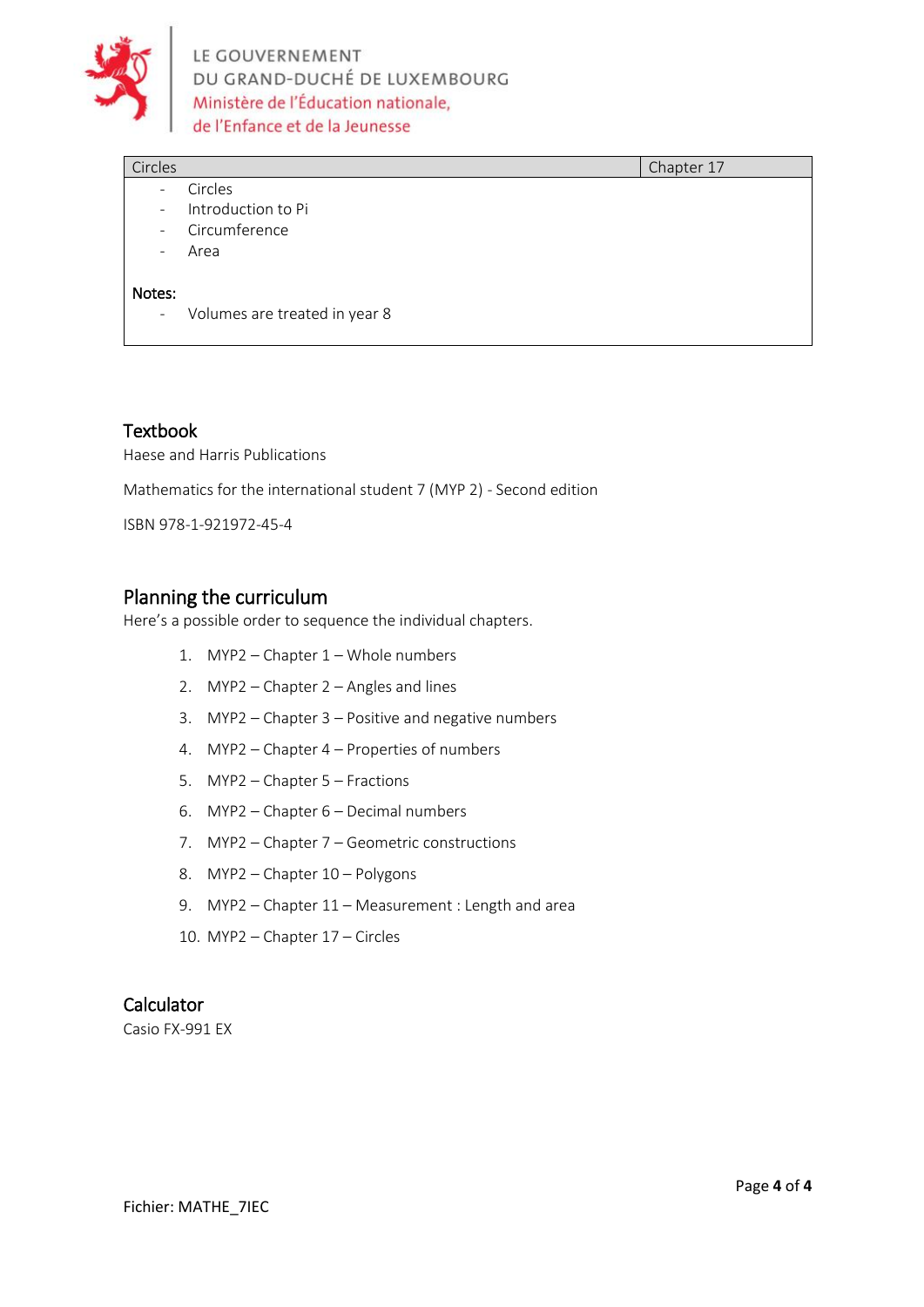| Circles | Chapter 17 |
| --- | --- |
| - Circles<br>- Introduction to Pi<br>- Circumference<br>- Area<br><br>Notes:<br>- Volumes are treated in year 8 | |

## Textbook

Haese and Harris Publications

Mathematics for the international student 7 (MYP 2) - Second edition

ISBN 978-1-921972-45-4

## Planning the curriculum

Here's a possible order to sequence the individual chapters.

1. MYP2 – Chapter 1 – Whole numbers
2. MYP2 – Chapter 2 – Angles and lines
3. MYP2 – Chapter 3 – Positive and negative numbers
4. MYP2 – Chapter 4 – Properties of numbers
5. MYP2 – Chapter 5 – Fractions
6. MYP2 – Chapter 6 – Decimal numbers
7. MYP2 – Chapter 7 – Geometric constructions
8. MYP2 – Chapter 10 – Polygons
9. MYP2 – Chapter 11 – Measurement : Length and area
10. MYP2 – Chapter 17 – Circles

## Calculator

Casio FX-991 EX

Fichier: MATHE_7IEC